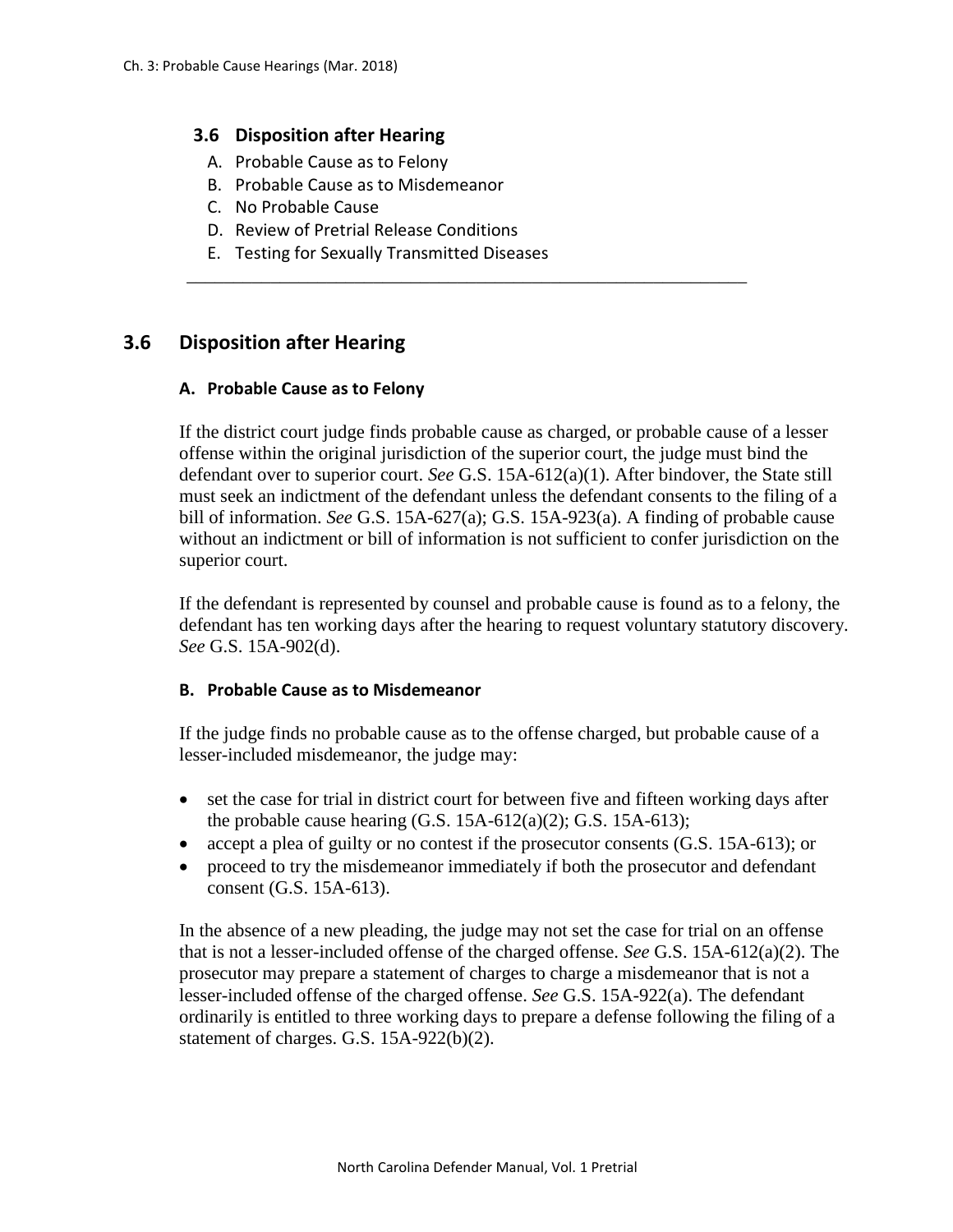## 3.6 Disposition after Hearing

A. Probable Cause as to Felony
B. Probable Cause as to Misdemeanor
C. No Probable Cause
D. Review of Pretrial Release Conditions
E. Testing for Sexually Transmitted Diseases

---

## 3.6 Disposition after Hearing

### A. Probable Cause as to Felony

If the district court judge finds probable cause as charged, or probable cause of a lesser offense within the original jurisdiction of the superior court, the judge must bind the defendant over to superior court. *See* G.S. 15A-612(a)(1). After bindover, the State still must seek an indictment of the defendant unless the defendant consents to the filing of a bill of information. *See* G.S. 15A-627(a); G.S. 15A-923(a). A finding of probable cause without an indictment or bill of information is not sufficient to confer jurisdiction on the superior court.

If the defendant is represented by counsel and probable cause is found as to a felony, the defendant has ten working days after the hearing to request voluntary statutory discovery. *See* G.S. 15A-902(d).

### B. Probable Cause as to Misdemeanor

If the judge finds no probable cause as to the offense charged, but probable cause of a lesser-included misdemeanor, the judge may:

- set the case for trial in district court for between five and fifteen working days after the probable cause hearing (G.S. 15A-612(a)(2); G.S. 15A-613);
- accept a plea of guilty or no contest if the prosecutor consents (G.S. 15A-613); or
- proceed to try the misdemeanor immediately if both the prosecutor and defendant consent (G.S. 15A-613).

In the absence of a new pleading, the judge may not set the case for trial on an offense that is not a lesser-included offense of the charged offense. *See* G.S. 15A-612(a)(2). The prosecutor may prepare a statement of charges to charge a misdemeanor that is not a lesser-included offense of the charged offense. *See* G.S. 15A-922(a). The defendant ordinarily is entitled to three working days to prepare a defense following the filing of a statement of charges. G.S. 15A-922(b)(2).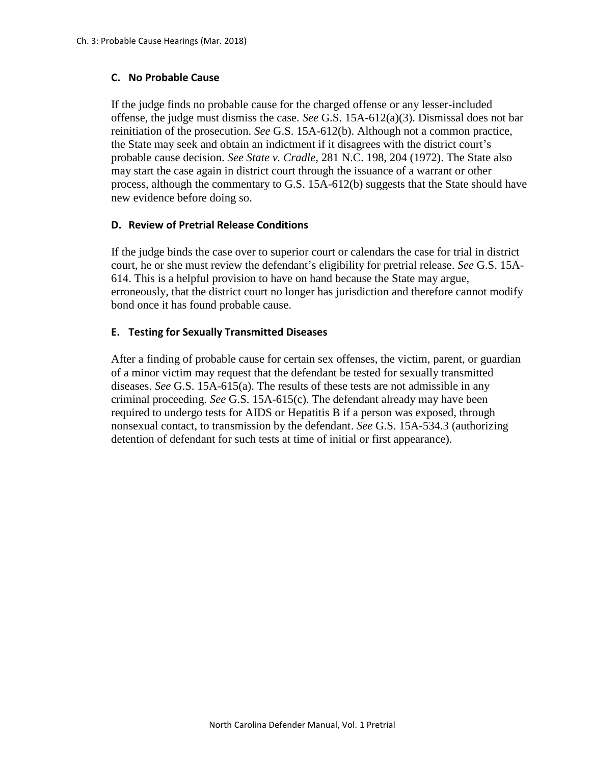### C. No Probable Cause

If the judge finds no probable cause for the charged offense or any lesser-included offense, the judge must dismiss the case. *See* G.S. 15A-612(a)(3). Dismissal does not bar reinitiation of the prosecution. *See* G.S. 15A-612(b). Although not a common practice, the State may seek and obtain an indictment if it disagrees with the district court's probable cause decision. *See State v. Cradle*, 281 N.C. 198, 204 (1972). The State also may start the case again in district court through the issuance of a warrant or other process, although the commentary to G.S. 15A-612(b) suggests that the State should have new evidence before doing so.

### D. Review of Pretrial Release Conditions

If the judge binds the case over to superior court or calendars the case for trial in district court, he or she must review the defendant's eligibility for pretrial release. *See* G.S. 15A-614. This is a helpful provision to have on hand because the State may argue, erroneously, that the district court no longer has jurisdiction and therefore cannot modify bond once it has found probable cause.

### E. Testing for Sexually Transmitted Diseases

After a finding of probable cause for certain sex offenses, the victim, parent, or guardian of a minor victim may request that the defendant be tested for sexually transmitted diseases. *See* G.S. 15A-615(a). The results of these tests are not admissible in any criminal proceeding. *See* G.S. 15A-615(c). The defendant already may have been required to undergo tests for AIDS or Hepatitis B if a person was exposed, through nonsexual contact, to transmission by the defendant. *See* G.S. 15A-534.3 (authorizing detention of defendant for such tests at time of initial or first appearance).